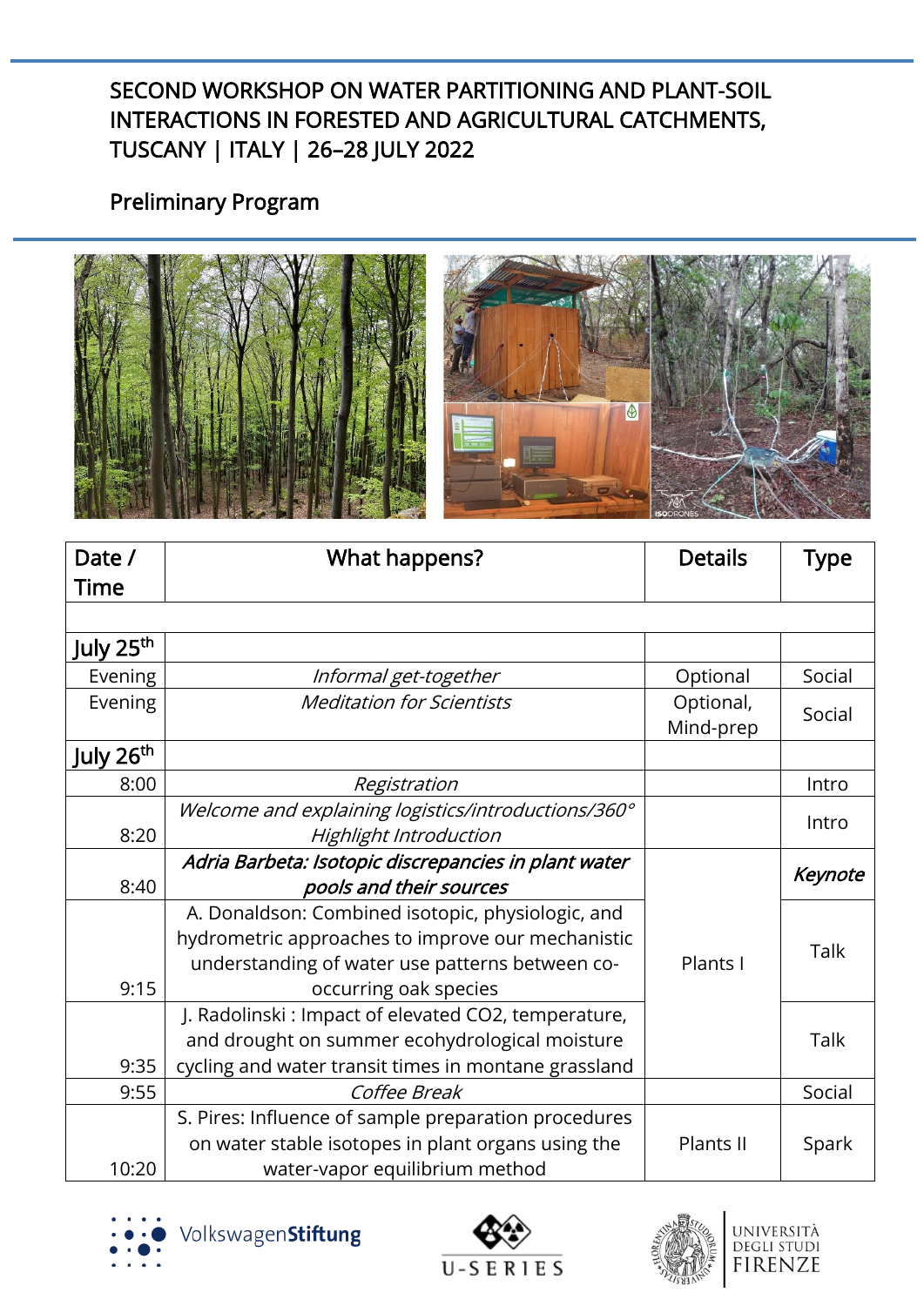# SECOND WORKSHOP ON WATER PARTITIONING AND PLANT-SOIL INTERACTIONS IN FORESTED AND AGRICULTURAL CATCHMENTS, TUSCANY | ITALY | 26–28 JULY 2022

## Preliminary Program

| Date / Time | What happens? | Details | Type |
|---|---|---|---|
| | | | |
| **July 25th** | | | |
| Evening | *Informal get-together* | Optional | Social |
| Evening | *Meditation for Scientists* | Optional, Mind-prep | Social |
| **July 26th** | | | |
| 8:00 | *Registration* | | Intro |
| 8:20 | *Welcome and explaining logistics/introductions/360° Highlight Introduction* | | Intro |
| 8:40 | ***Adria Barbeta: Isotopic discrepancies in plant water pools and their sources*** | Plants I | ***Keynote*** |
| 9:15 | A. Donaldson: Combined isotopic, physiologic, and hydrometric approaches to improve our mechanistic understanding of water use patterns between co-occurring oak species | Plants I | Talk |
| 9:35 | J. Radolinski : Impact of elevated $CO_2$, temperature, and drought on summer ecohydrological moisture cycling and water transit times in montane grassland | Plants I | Talk |
| 9:55 | *Coffee Break* | | Social |
| 10:20 | S. Pires: Influence of sample preparation procedures on water stable isotopes in plant organs using the water-vapor equilibrium method | Plants II | Spark |

VolkswagenStiftung | U-SERIES | UNIVERSITÀ DEGLI STUDI FIRENZE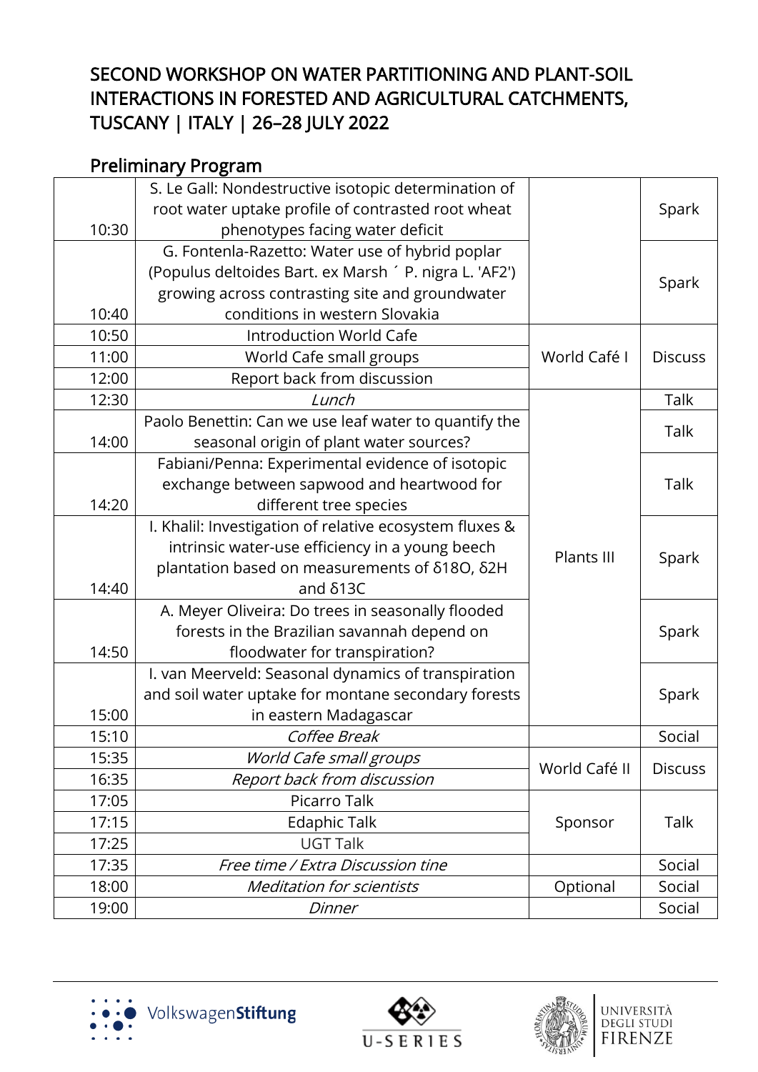# SECOND WORKSHOP ON WATER PARTITIONING AND PLANT-SOIL INTERACTIONS IN FORESTED AND AGRICULTURAL CATCHMENTS, TUSCANY | ITALY | 26–28 JULY 2022

## Preliminary Program

| | | | |
|---|---|---|---|
| 10:30 | S. Le Gall: Nondestructive isotopic determination of root water uptake profile of contrasted root wheat phenotypes facing water deficit | | Spark |
| 10:40 | G. Fontenla-Razetto: Water use of hybrid poplar (Populus deltoides Bart. ex Marsh ´ P. nigra L. 'AF2') growing across contrasting site and groundwater conditions in western Slovakia | | Spark |
| 10:50 | Introduction World Cafe | World Café I | Discuss |
| 11:00 | World Cafe small groups | | |
| 12:00 | Report back from discussion | | |
| 12:30 | *Lunch* | Plants III | Talk |
| 14:00 | Paolo Benettin: Can we use leaf water to quantify the seasonal origin of plant water sources? | | Talk |
| 14:20 | Fabiani/Penna: Experimental evidence of isotopic exchange between sapwood and heartwood for different tree species | | Talk |
| 14:40 | I. Khalil: Investigation of relative ecosystem fluxes & intrinsic water-use efficiency in a young beech plantation based on measurements of δ18O, δ2H and δ13C | | Spark |
| 14:50 | A. Meyer Oliveira: Do trees in seasonally flooded forests in the Brazilian savannah depend on floodwater for transpiration? | | Spark |
| 15:00 | I. van Meerveld: Seasonal dynamics of transpiration and soil water uptake for montane secondary forests in eastern Madagascar | | Spark |
| 15:10 | *Coffee Break* | | Social |
| 15:35 | *World Cafe small groups* | World Café II | Discuss |
| 16:35 | *Report back from discussion* | | |
| 17:05 | Picarro Talk | Sponsor | Talk |
| 17:15 | Edaphic Talk | | |
| 17:25 | UGT Talk | | |
| 17:35 | *Free time / Extra Discussion tine* | | Social |
| 18:00 | *Meditation for scientists* | Optional | Social |
| 19:00 | *Dinner* | | Social |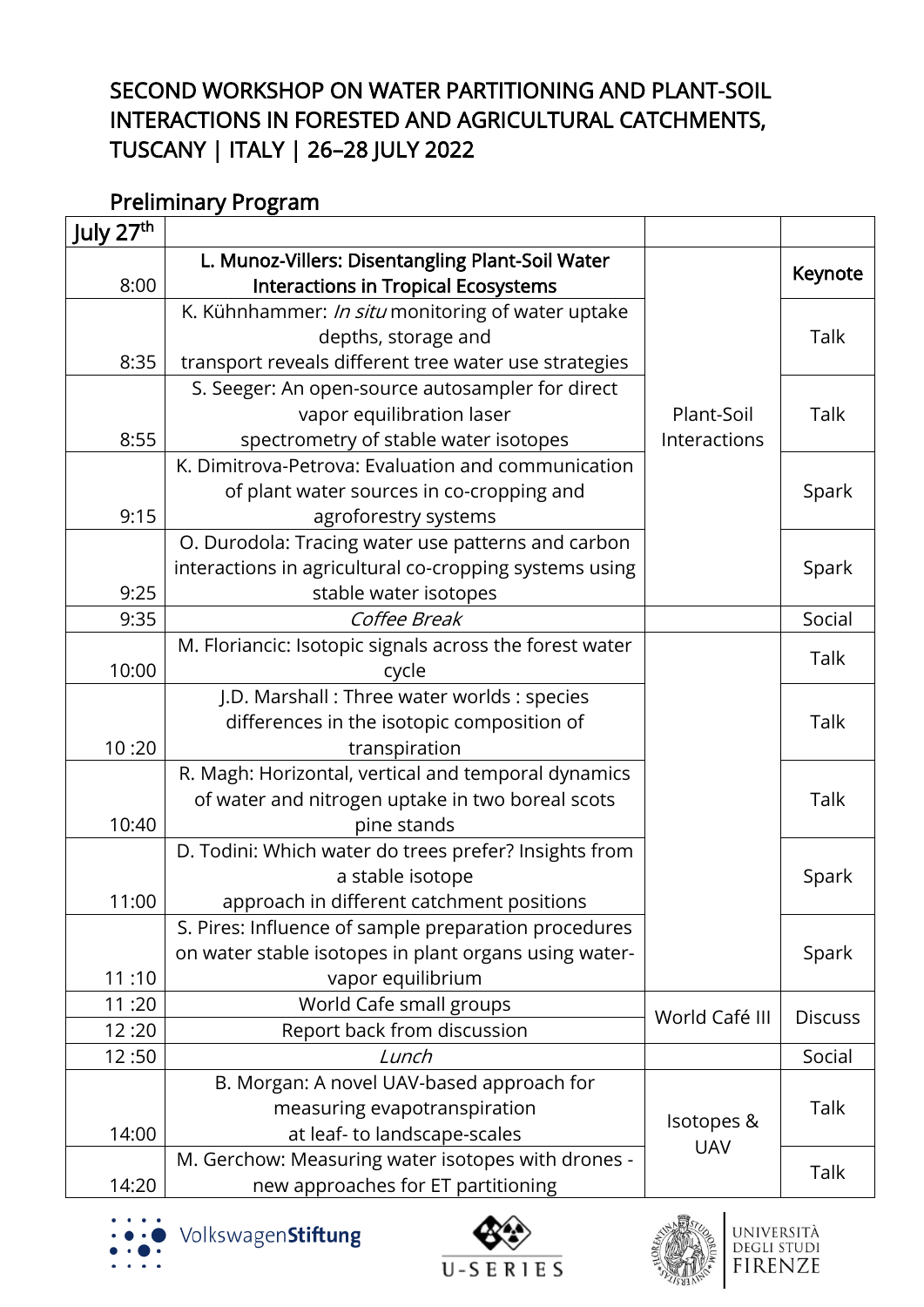SECOND WORKSHOP ON WATER PARTITIONING AND PLANT-SOIL INTERACTIONS IN FORESTED AND AGRICULTURAL CATCHMENTS, TUSCANY | ITALY | 26–28 JULY 2022

## Preliminary Program

| July 27th | | | |
|---|---|---|---|
| 8:00 | **L. Munoz-Villers: Disentangling Plant-Soil Water Interactions in Tropical Ecosystems** | Plant-Soil Interactions | **Keynote** |
| 8:35 | K. Kühnhammer: *In situ* monitoring of water uptake depths, storage and transport reveals different tree water use strategies | | Talk |
| 8:55 | S. Seeger: An open-source autosampler for direct vapor equilibration laser spectrometry of stable water isotopes | | Talk |
| 9:15 | K. Dimitrova-Petrova: Evaluation and communication of plant water sources in co-cropping and agroforestry systems | | Spark |
| 9:25 | O. Durodola: Tracing water use patterns and carbon interactions in agricultural co-cropping systems using stable water isotopes | | Spark |
| 9:35 | *Coffee Break* | | Social |
| 10:00 | M. Floriancic: Isotopic signals across the forest water cycle | | Talk |
| 10 :20 | J.D. Marshall : Three water worlds : species differences in the isotopic composition of transpiration | | Talk |
| 10:40 | R. Magh: Horizontal, vertical and temporal dynamics of water and nitrogen uptake in two boreal scots pine stands | | Talk |
| 11:00 | D. Todini: Which water do trees prefer? Insights from a stable isotope approach in different catchment positions | | Spark |
| 11 :10 | S. Pires: Influence of sample preparation procedures on water stable isotopes in plant organs using water-vapor equilibrium | | Spark |
| 11 :20 | World Cafe small groups | World Café III | Discuss |
| 12 :20 | Report back from discussion | | |
| 12 :50 | *Lunch* | | Social |
| 14:00 | B. Morgan: A novel UAV-based approach for measuring evapotranspiration at leaf- to landscape-scales | Isotopes & UAV | Talk |
| 14:20 | M. Gerchow: Measuring water isotopes with drones - new approaches for ET partitioning | | Talk |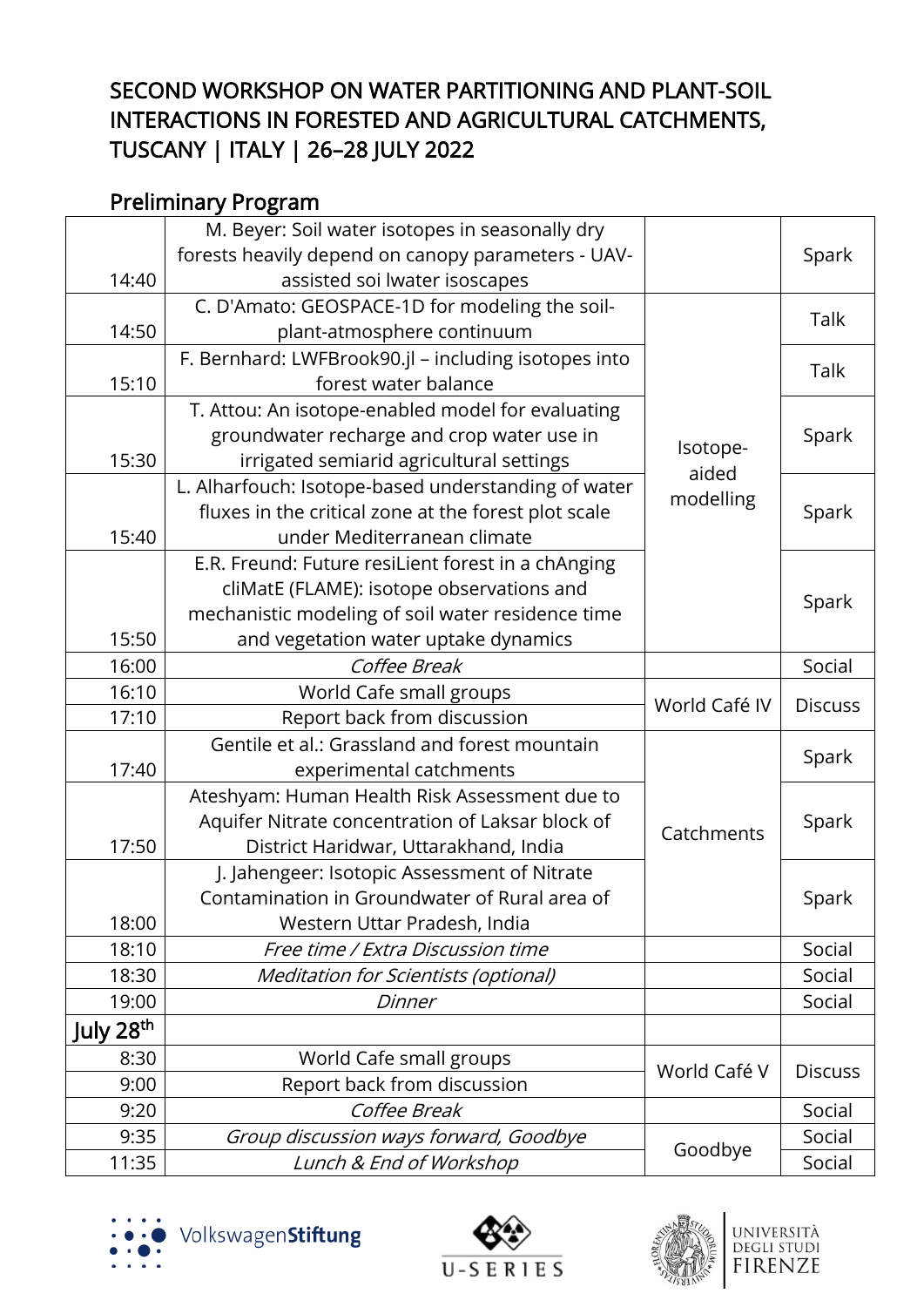# SECOND WORKSHOP ON WATER PARTITIONING AND PLANT-SOIL INTERACTIONS IN FORESTED AND AGRICULTURAL CATCHMENTS, TUSCANY | ITALY | 26–28 JULY 2022

## Preliminary Program

| | | | |
|---|---|---|---|
| 14:40 | M. Beyer: Soil water isotopes in seasonally dry forests heavily depend on canopy parameters - UAV-assisted soi lwater isoscapes | | Spark |
| 14:50 | C. D'Amato: GEOSPACE-1D for modeling the soil-plant-atmosphere continuum | Isotope-aided modelling | Talk |
| 15:10 | F. Bernhard: LWFBrook90.jl – including isotopes into forest water balance | | Talk |
| 15:30 | T. Attou: An isotope-enabled model for evaluating groundwater recharge and crop water use in irrigated semiarid agricultural settings | | Spark |
| 15:40 | L. Alharfouch: Isotope-based understanding of water fluxes in the critical zone at the forest plot scale under Mediterranean climate | | Spark |
| 15:50 | E.R. Freund: Future resiLient forest in a chAnging cliMatE (FLAME): isotope observations and mechanistic modeling of soil water residence time and vegetation water uptake dynamics | | Spark |
| 16:00 | *Coffee Break* | | Social |
| 16:10 | World Cafe small groups | World Café IV | Discuss |
| 17:10 | Report back from discussion | | |
| 17:40 | Gentile et al.: Grassland and forest mountain experimental catchments | Catchments | Spark |
| 17:50 | Ateshyam: Human Health Risk Assessment due to Aquifer Nitrate concentration of Laksar block of District Haridwar, Uttarakhand, India | | Spark |
| 18:00 | J. Jahengeer: Isotopic Assessment of Nitrate Contamination in Groundwater of Rural area of Western Uttar Pradesh, India | | Spark |
| 18:10 | *Free time / Extra Discussion time* | | Social |
| 18:30 | *Meditation for Scientists (optional)* | | Social |
| 19:00 | *Dinner* | | Social |
| July 28th | | | |
| 8:30 | World Cafe small groups | World Café V | Discuss |
| 9:00 | Report back from discussion | | |
| 9:20 | *Coffee Break* | | Social |
| 9:35 | *Group discussion ways forward, Goodbye* | Goodbye | Social |
| 11:35 | *Lunch & End of Workshop* | | Social |

VolkswagenStiftung

U-SERIES

UNIVERSITÀ DEGLI STUDI FIRENZE